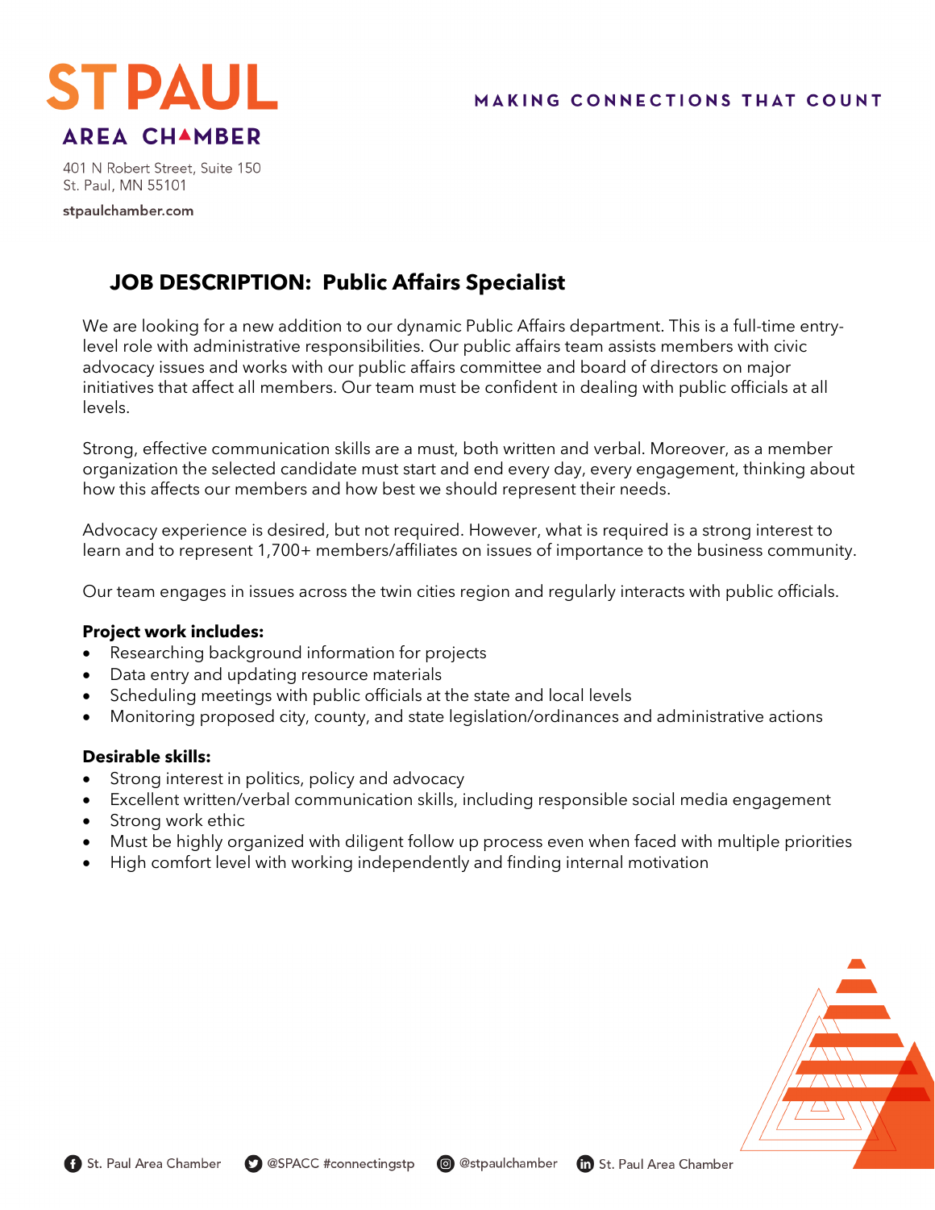ST PAUL
AREA CHAMBER

401 N Robert Street, Suite 150
St. Paul, MN 55101

stpaulchamber.com

MAKING CONNECTIONS THAT COUNT

# JOB DESCRIPTION: Public Affairs Specialist

We are looking for a new addition to our dynamic Public Affairs department. This is a full-time entry-level role with administrative responsibilities. Our public affairs team assists members with civic advocacy issues and works with our public affairs committee and board of directors on major initiatives that affect all members. Our team must be confident in dealing with public officials at all levels.

Strong, effective communication skills are a must, both written and verbal. Moreover, as a member organization the selected candidate must start and end every day, every engagement, thinking about how this affects our members and how best we should represent their needs.

Advocacy experience is desired, but not required. However, what is required is a strong interest to learn and to represent 1,700+ members/affiliates on issues of importance to the business community.

Our team engages in issues across the twin cities region and regularly interacts with public officials.

**Project work includes:**

- Researching background information for projects
- Data entry and updating resource materials
- Scheduling meetings with public officials at the state and local levels
- Monitoring proposed city, county, and state legislation/ordinances and administrative actions

**Desirable skills:**

- Strong interest in politics, policy and advocacy
- Excellent written/verbal communication skills, including responsible social media engagement
- Strong work ethic
- Must be highly organized with diligent follow up process even when faced with multiple priorities
- High comfort level with working independently and finding internal motivation

St. Paul Area Chamber | @SPACC #connectingstp | @stpaulchamber | St. Paul Area Chamber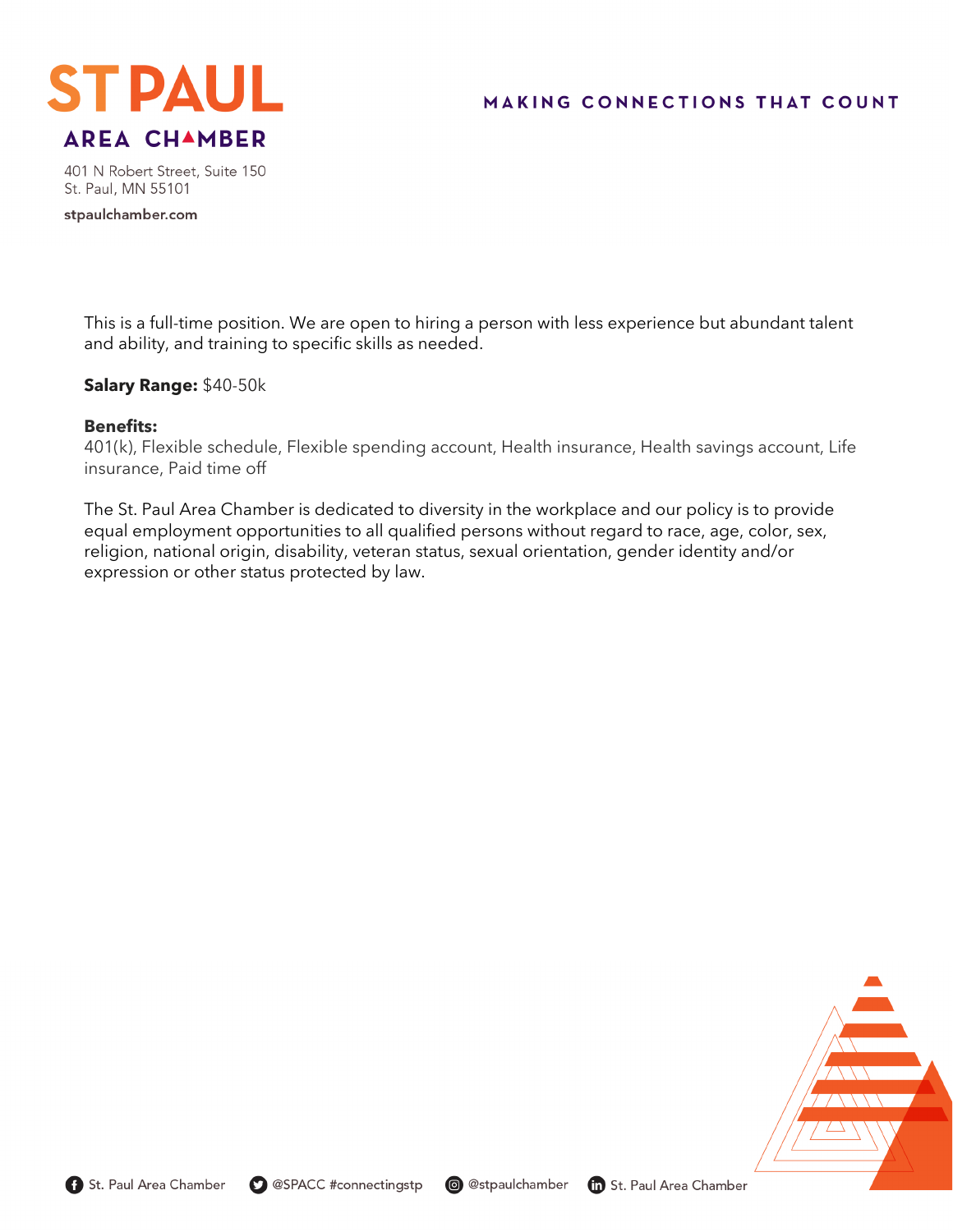This is a full-time position. We are open to hiring a person with less experience but abundant talent and ability, and training to specific skills as needed.

**Salary Range:** $40-50k

**Benefits:**
401(k), Flexible schedule, Flexible spending account, Health insurance, Health savings account, Life insurance, Paid time off

The St. Paul Area Chamber is dedicated to diversity in the workplace and our policy is to provide equal employment opportunities to all qualified persons without regard to race, age, color, sex, religion, national origin, disability, veteran status, sexual orientation, gender identity and/or expression or other status protected by law.